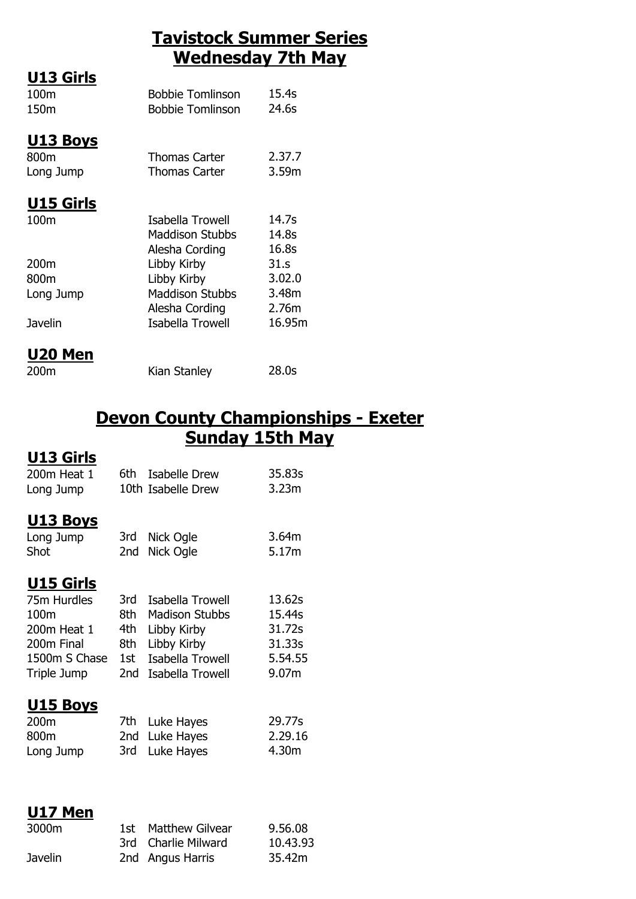# Tavistock Summer Series
# Wednesday 7th May

## U13 Girls

| | | |
|---|---|---|
| 100m | Bobbie Tomlinson | 15.4s |
| 150m | Bobbie Tomlinson | 24.6s |

## U13 Boys

| | | |
|---|---|---|
| 800m | Thomas Carter | 2.37.7 |
| Long Jump | Thomas Carter | 3.59m |

## U15 Girls

| | | |
|---|---|---|
| 100m | Isabella Trowell | 14.7s |
| | Maddison Stubbs | 14.8s |
| | Alesha Cording | 16.8s |
| 200m | Libby Kirby | 31.s |
| 800m | Libby Kirby | 3.02.0 |
| Long Jump | Maddison Stubbs | 3.48m |
| | Alesha Cording | 2.76m |
| Javelin | Isabella Trowell | 16.95m |

## U20 Men

| | | |
|---|---|---|
| 200m | Kian Stanley | 28.0s |

# Devon County Championships - Exeter
# Sunday 15th May

## U13 Girls

| | | | |
|---|---|---|---|
| 200m Heat 1 | 6th | Isabelle Drew | 35.83s |
| Long Jump | 10th | Isabelle Drew | 3.23m |

## U13 Boys

| | | | |
|---|---|---|---|
| Long Jump | 3rd | Nick Ogle | 3.64m |
| Shot | 2nd | Nick Ogle | 5.17m |

## U15 Girls

| | | | |
|---|---|---|---|
| 75m Hurdles | 3rd | Isabella Trowell | 13.62s |
| 100m | 8th | Madison Stubbs | 15.44s |
| 200m Heat 1 | 4th | Libby Kirby | 31.72s |
| 200m Final | 8th | Libby Kirby | 31.33s |
| 1500m S Chase | 1st | Isabella Trowell | 5.54.55 |
| Triple Jump | 2nd | Isabella Trowell | 9.07m |

## U15 Boys

| | | | |
|---|---|---|---|
| 200m | 7th | Luke Hayes | 29.77s |
| 800m | 2nd | Luke Hayes | 2.29.16 |
| Long Jump | 3rd | Luke Hayes | 4.30m |

## U17 Men

| | | | |
|---|---|---|---|
| 3000m | 1st | Matthew Gilvear | 9.56.08 |
| | 3rd | Charlie Milward | 10.43.93 |
| Javelin | 2nd | Angus Harris | 35.42m |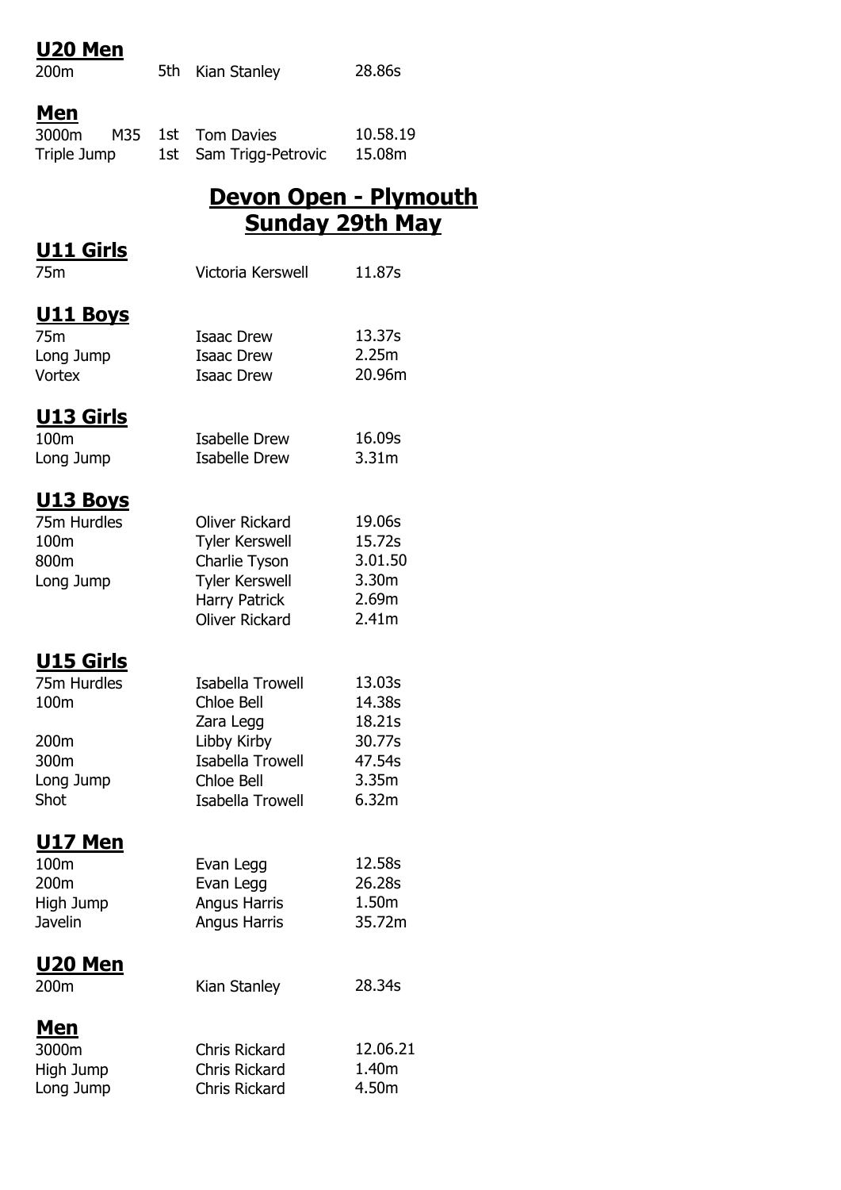## U20 Men

| | | | |
|---|---|---|---|
| 200m | 5th | Kian Stanley | 28.86s |

## Men

| | | | |
|---|---|---|---|
| 3000m M35 | 1st | Tom Davies | 10.58.19 |
| Triple Jump | 1st | Sam Trigg-Petrovic | 15.08m |

# Devon Open - Plymouth
# Sunday 29th May

## U11 Girls

| | | |
|---|---|---|
| 75m | Victoria Kerswell | 11.87s |

## U11 Boys

| | | |
|---|---|---|
| 75m | Isaac Drew | 13.37s |
| Long Jump | Isaac Drew | 2.25m |
| Vortex | Isaac Drew | 20.96m |

## U13 Girls

| | | |
|---|---|---|
| 100m | Isabelle Drew | 16.09s |
| Long Jump | Isabelle Drew | 3.31m |

## U13 Boys

| | | |
|---|---|---|
| 75m Hurdles | Oliver Rickard | 19.06s |
| 100m | Tyler Kerswell | 15.72s |
| 800m | Charlie Tyson | 3.01.50 |
| Long Jump | Tyler Kerswell | 3.30m |
| | Harry Patrick | 2.69m |
| | Oliver Rickard | 2.41m |

## U15 Girls

| | | |
|---|---|---|
| 75m Hurdles | Isabella Trowell | 13.03s |
| 100m | Chloe Bell | 14.38s |
| | Zara Legg | 18.21s |
| 200m | Libby Kirby | 30.77s |
| 300m | Isabella Trowell | 47.54s |
| Long Jump | Chloe Bell | 3.35m |
| Shot | Isabella Trowell | 6.32m |

## U17 Men

| | | |
|---|---|---|
| 100m | Evan Legg | 12.58s |
| 200m | Evan Legg | 26.28s |
| High Jump | Angus Harris | 1.50m |
| Javelin | Angus Harris | 35.72m |

## U20 Men

| | | |
|---|---|---|
| 200m | Kian Stanley | 28.34s |

## Men

| | | |
|---|---|---|
| 3000m | Chris Rickard | 12.06.21 |
| High Jump | Chris Rickard | 1.40m |
| Long Jump | Chris Rickard | 4.50m |